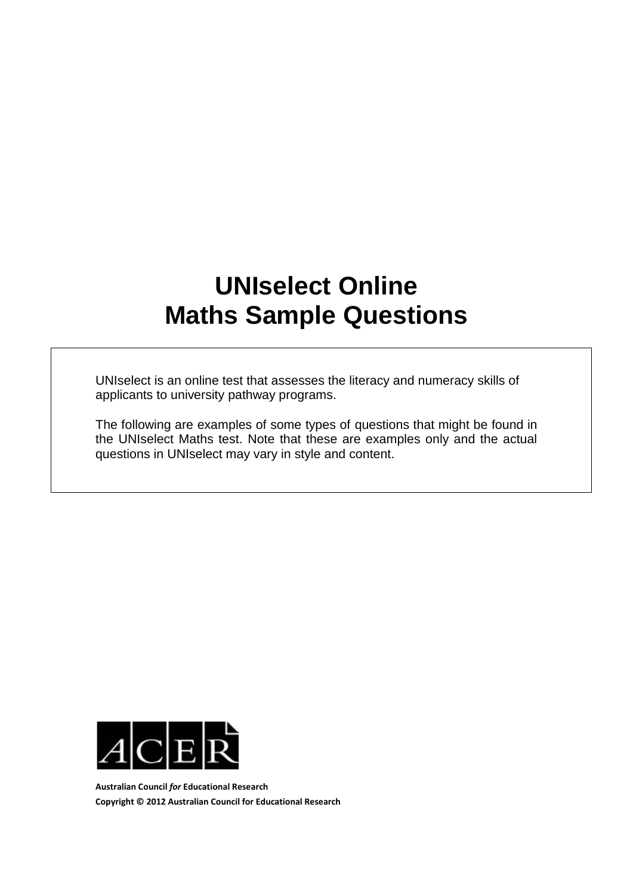# UNIselect Online
# Maths Sample Questions

UNIselect is an online test that assesses the literacy and numeracy skills of applicants to university pathway programs.

The following are examples of some types of questions that might be found in the UNIselect Maths test. Note that these are examples only and the actual questions in UNIselect may vary in style and content.

ACER

**Australian Council *for* Educational Research**

**Copyright © 2012 Australian Council for Educational Research**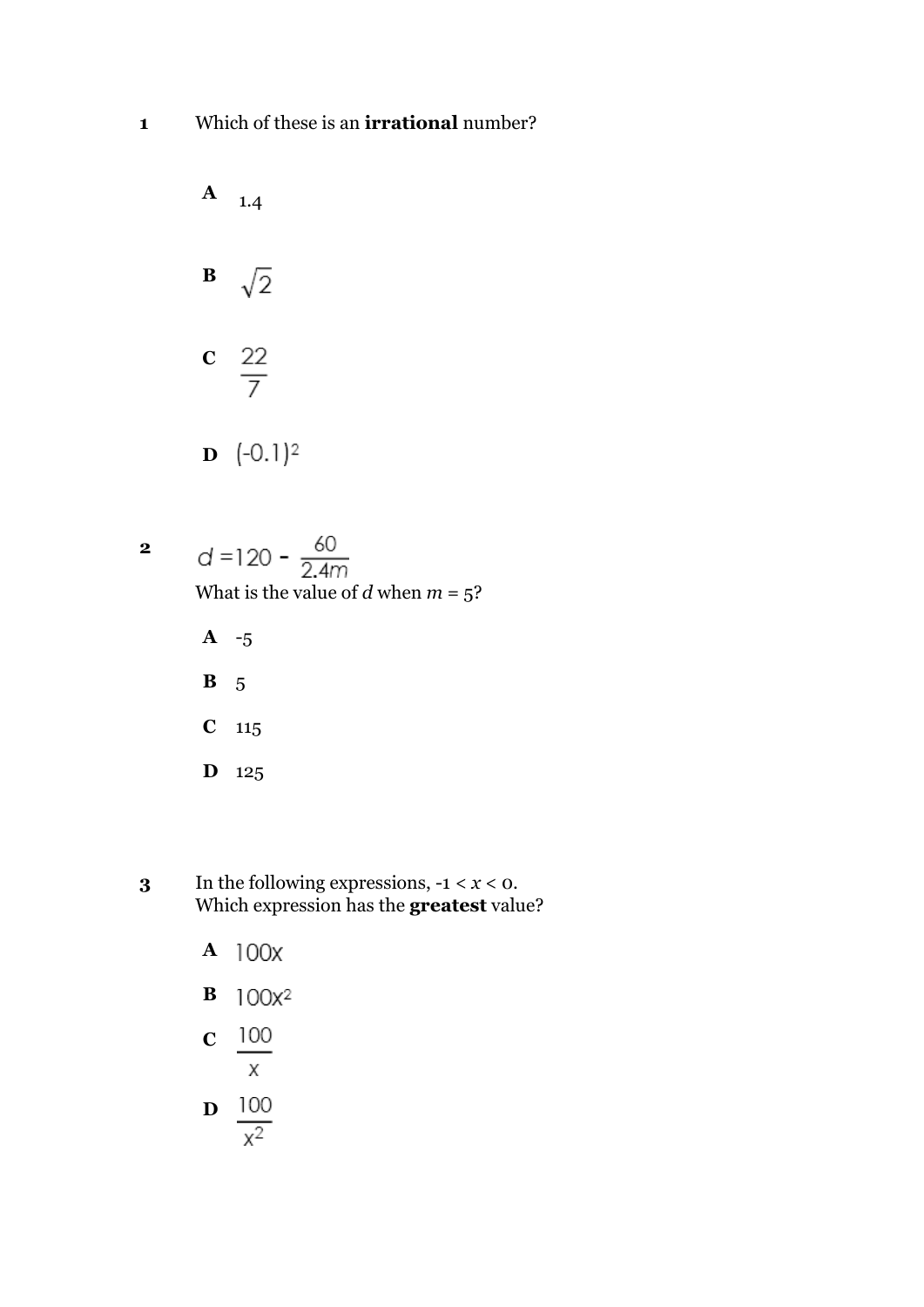**1** Which of these is an **irrational** number?

**A** 1.4

**B** $\sqrt{2}$

**C** $\frac{22}{7}$

**D** $(-0.1)^2$

**2** $d = 120 - \frac{60}{2.4m}$

What is the value of $d$ when $m$ = 5?

**A** -5

**B** 5

**C** 115

**D** 125

**3** In the following expressions, $-1 < x < 0$.
Which expression has the **greatest** value?

**A** $100x$

**B** $100x^2$

**C** $\frac{100}{x}$

**D** $\frac{100}{x^2}$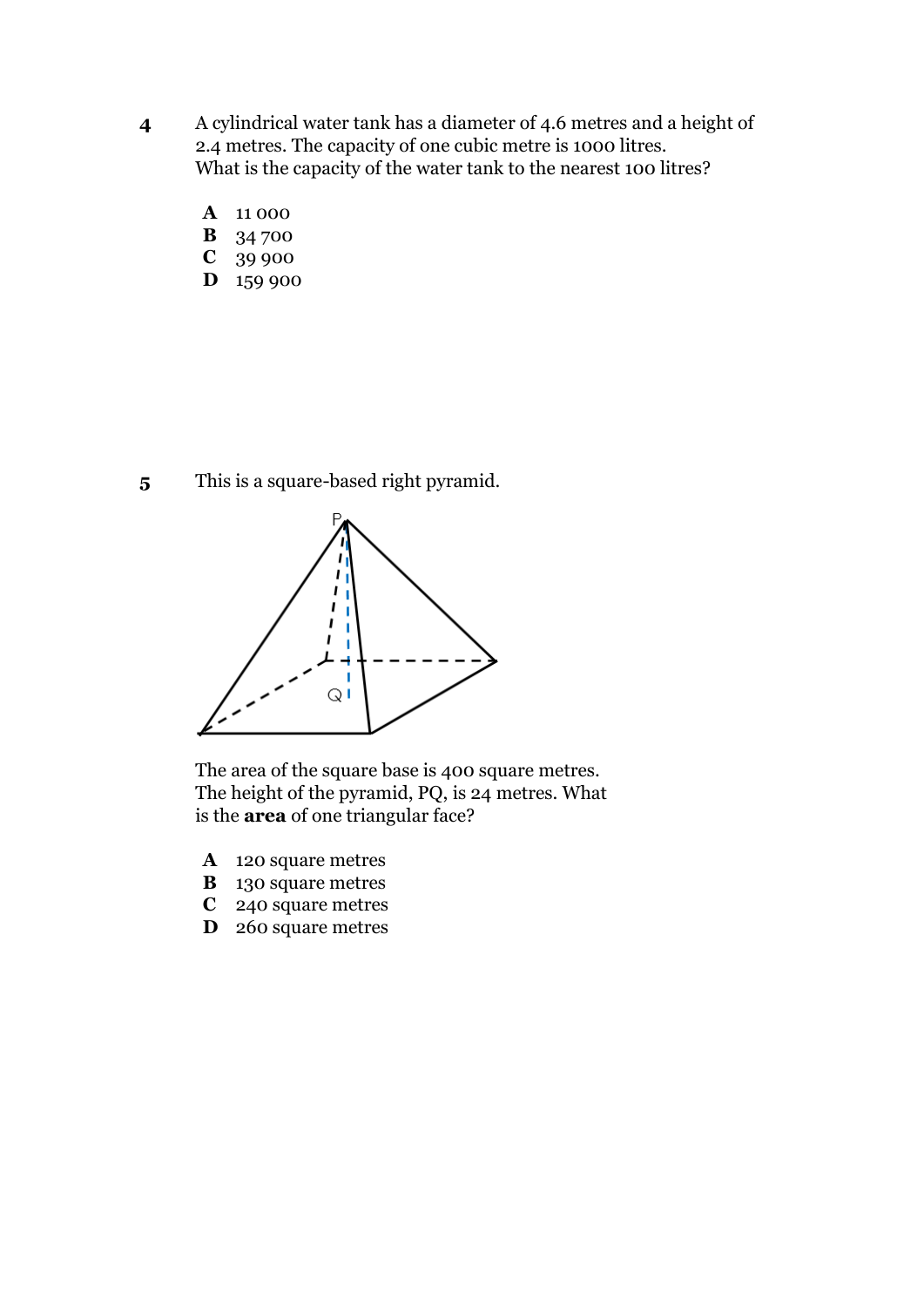**4** A cylindrical water tank has a diameter of 4.6 metres and a height of 2.4 metres. The capacity of one cubic metre is 1000 litres.
What is the capacity of the water tank to the nearest 100 litres?

- **A** 11 000
- **B** 34 700
- **C** 39 900
- **D** 159 900

**5** This is a square-based right pyramid.

The area of the square base is 400 square metres.
The height of the pyramid, PQ, is 24 metres. What is the **area** of one triangular face?

- **A** 120 square metres
- **B** 130 square metres
- **C** 240 square metres
- **D** 260 square metres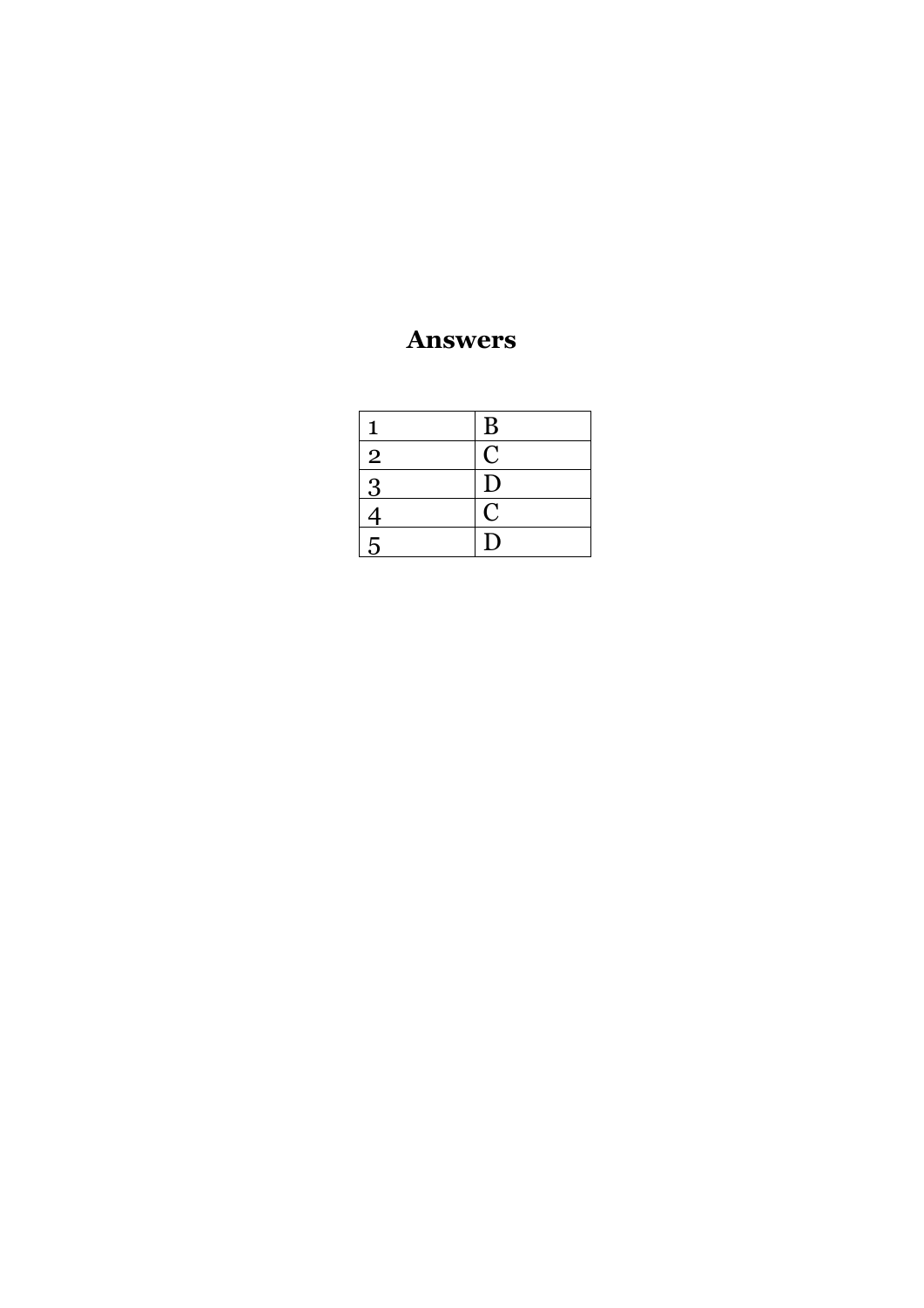## Answers

| | |
|---|---|
| 1 | B |
| 2 | C |
| 3 | D |
| 4 | C |
| 5 | D |